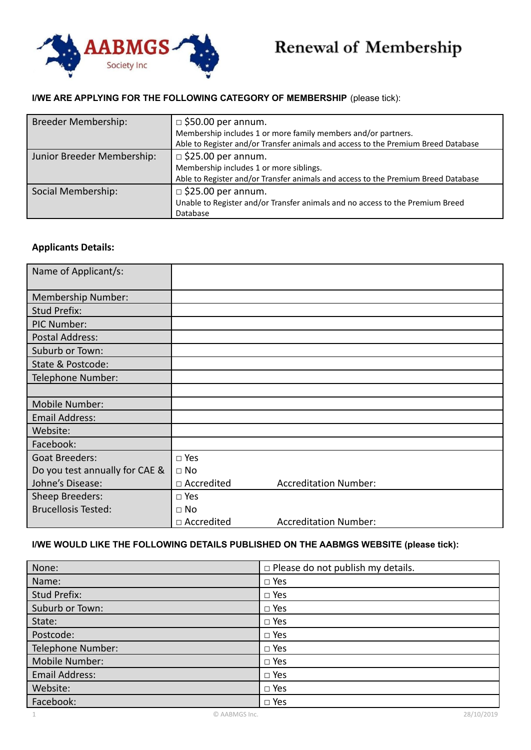AABMGS Society Inc

# Renewal of Membership

**I/WE ARE APPLYING FOR THE FOLLOWING CATEGORY OF MEMBERSHIP** (please tick):

| | |
|---|---|
| Breeder Membership: | □ $50.00 per annum.<br>Membership includes 1 or more family members and/or partners.<br>Able to Register and/or Transfer animals and access to the Premium Breed Database |
| Junior Breeder Membership: | □ $25.00 per annum.<br>Membership includes 1 or more siblings.<br>Able to Register and/or Transfer animals and access to the Premium Breed Database |
| Social Membership: | □ $25.00 per annum.<br>Unable to Register and/or Transfer animals and no access to the Premium Breed Database |

**Applicants Details:**

| | |
|---|---|
| Name of Applicant/s: | |
| Membership Number: | |
| Stud Prefix: | |
| PIC Number: | |
| Postal Address: | |
| Suburb or Town: | |
| State & Postcode: | |
| Telephone Number: | |
| | |
| Mobile Number: | |
| Email Address: | |
| Website: | |
| Facebook: | |
| Goat Breeders:<br>Do you test annually for CAE & Johne's Disease: | □ Yes<br>□ No<br>□ Accredited Accreditation Number: |
| Sheep Breeders:<br>Brucellosis Tested: | □ Yes<br>□ No<br>□ Accredited Accreditation Number: |

**I/WE WOULD LIKE THE FOLLOWING DETAILS PUBLISHED ON THE AABMGS WEBSITE (please tick):**

| | |
|---|---|
| None: | □ Please do not publish my details. |
| Name: | □ Yes |
| Stud Prefix: | □ Yes |
| Suburb or Town: | □ Yes |
| State: | □ Yes |
| Postcode: | □ Yes |
| Telephone Number: | □ Yes |
| Mobile Number: | □ Yes |
| Email Address: | □ Yes |
| Website: | □ Yes |
| Facebook: | □ Yes |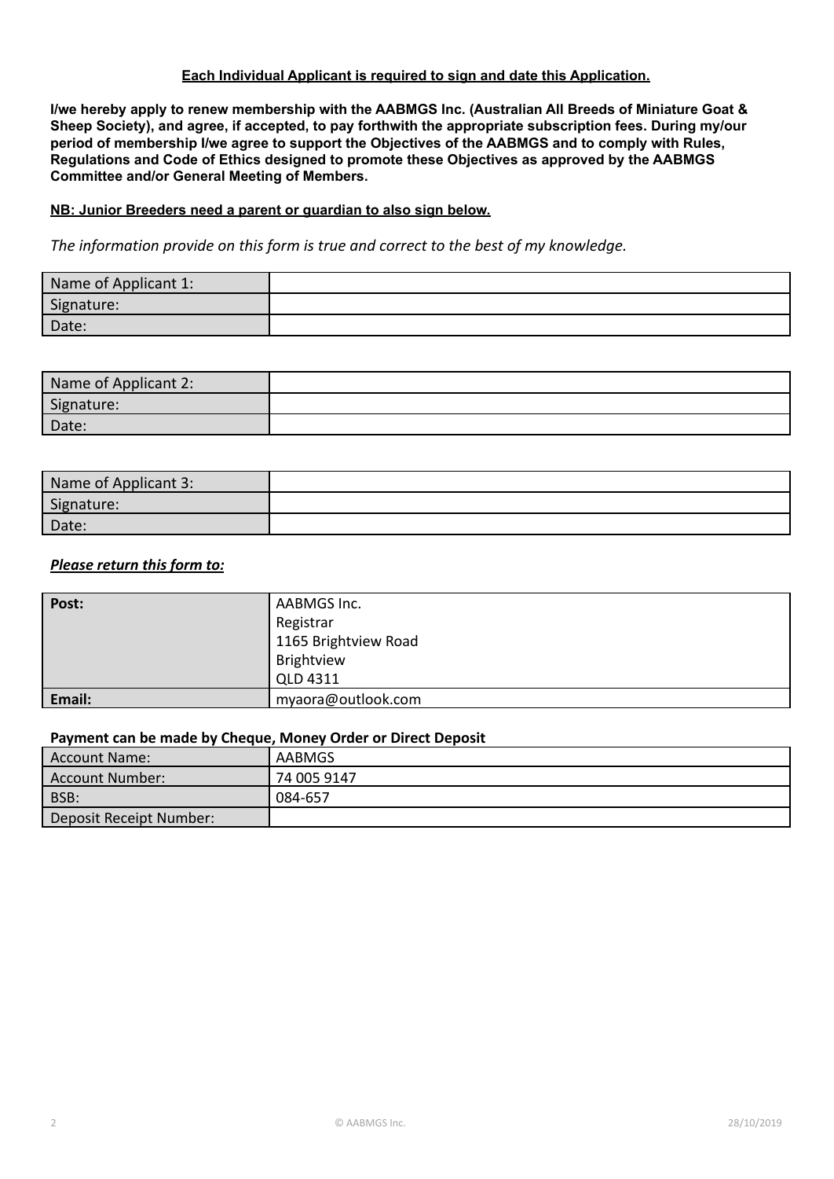**Each Individual Applicant is required to sign and date this Application.**

**I/we hereby apply to renew membership with the AABMGS Inc. (Australian All Breeds of Miniature Goat & Sheep Society), and agree, if accepted, to pay forthwith the appropriate subscription fees. During my/our period of membership I/we agree to support the Objectives of the AABMGS and to comply with Rules, Regulations and Code of Ethics designed to promote these Objectives as approved by the AABMGS Committee and/or General Meeting of Members.**

**NB: Junior Breeders need a parent or guardian to also sign below.**

*The information provide on this form is true and correct to the best of my knowledge.*

| | |
|---|---|
| Name of Applicant 1: | |
| Signature: | |
| Date: | |

| | |
|---|---|
| Name of Applicant 2: | |
| Signature: | |
| Date: | |

| | |
|---|---|
| Name of Applicant 3: | |
| Signature: | |
| Date: | |

***Please return this form to:***

| | |
|---|---|
| **Post:** | AABMGS Inc.<br>Registrar<br>1165 Brightview Road<br>Brightview<br>QLD 4311 |
| **Email:** | myaora@outlook.com |

**Payment can be made by Cheque, Money Order or Direct Deposit**

| | |
|---|---|
| Account Name: | AABMGS |
| Account Number: | 74 005 9147 |
| BSB: | 084-657 |
| Deposit Receipt Number: | |